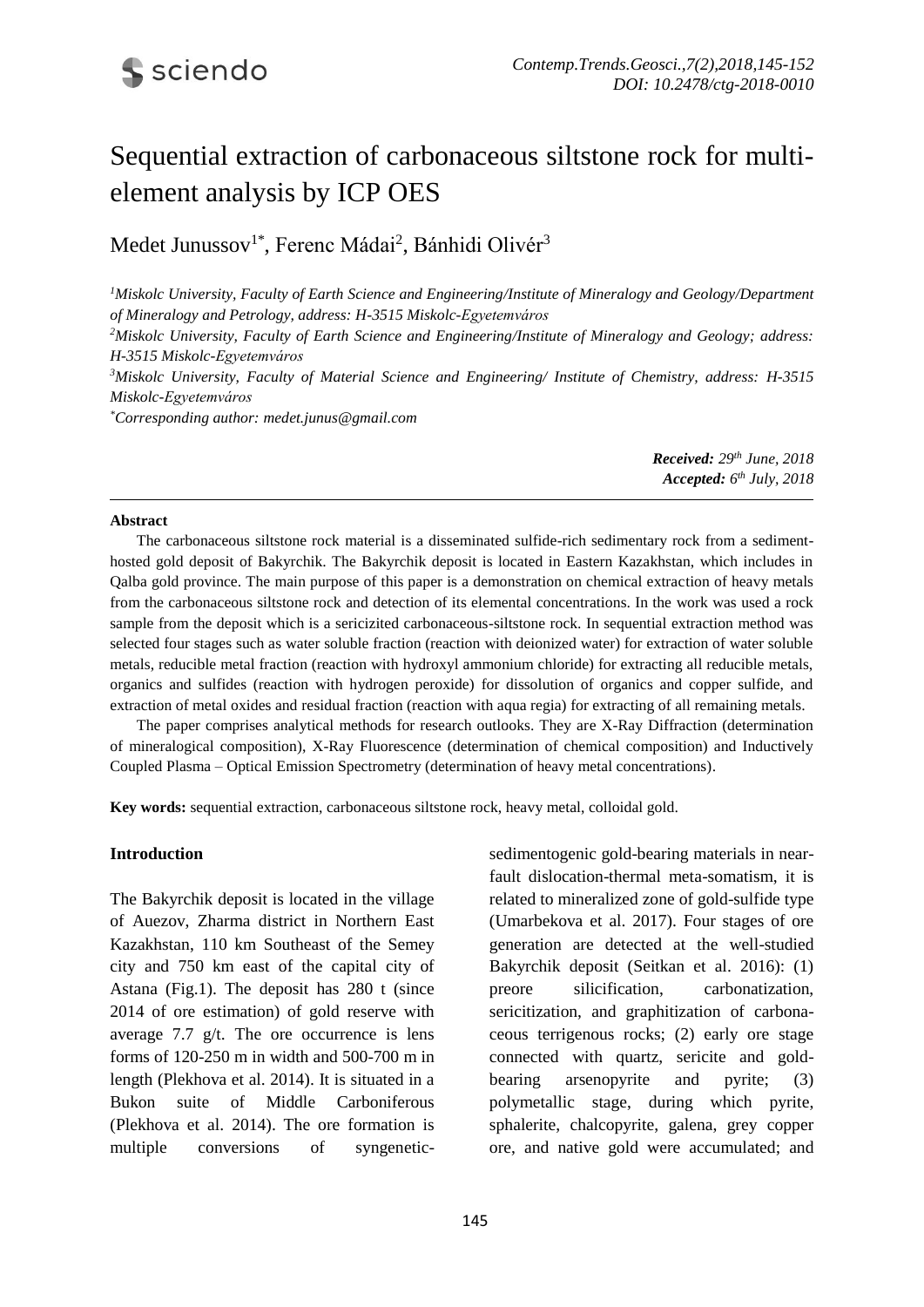# Sequential extraction of carbonaceous siltstone rock for multi-element analysis by ICP OES

Medet Junussov[1*], Ferenc Mádai[2], Bánhidi Olivér[3]

*[1]Miskolc University, Faculty of Earth Science and Engineering/Institute of Mineralogy and Geology/Department of Mineralogy and Petrology, address: H-3515 Miskolc-Egyetemváros*

*[2]Miskolc University, Faculty of Earth Science and Engineering/Institute of Mineralogy and Geology; address: H-3515 Miskolc-Egyetemváros*

*[3]Miskolc University, Faculty of Material Science and Engineering/ Institute of Chemistry, address: H-3515 Miskolc-Egyetemváros*

*[*]Corresponding author: medet.junus@gmail.com*

***Received:*** *29th June, 2018*
***Accepted:*** *6th July, 2018*

---

**Abstract**

The carbonaceous siltstone rock material is a disseminated sulfide-rich sedimentary rock from a sediment-hosted gold deposit of Bakyrchik. The Bakyrchik deposit is located in Eastern Kazakhstan, which includes in Qalba gold province. The main purpose of this paper is a demonstration on chemical extraction of heavy metals from the carbonaceous siltstone rock and detection of its elemental concentrations. In the work was used a rock sample from the deposit which is a sericizited carbonaceous-siltstone rock. In sequential extraction method was selected four stages such as water soluble fraction (reaction with deionized water) for extraction of water soluble metals, reducible metal fraction (reaction with hydroxyl ammonium chloride) for extracting all reducible metals, organics and sulfides (reaction with hydrogen peroxide) for dissolution of organics and copper sulfide, and extraction of metal oxides and residual fraction (reaction with aqua regia) for extracting of all remaining metals.

The paper comprises analytical methods for research outlooks. They are X-Ray Diffraction (determination of mineralogical composition), X-Ray Fluorescence (determination of chemical composition) and Inductively Coupled Plasma – Optical Emission Spectrometry (determination of heavy metal concentrations).

**Key words:** sequential extraction, carbonaceous siltstone rock, heavy metal, colloidal gold.

## Introduction

The Bakyrchik deposit is located in the village of Auezov, Zharma district in Northern East Kazakhstan, 110 km Southeast of the Semey city and 750 km east of the capital city of Astana (Fig.1). The deposit has 280 t (since 2014 of ore estimation) of gold reserve with average 7.7 g/t. The ore occurrence is lens forms of 120-250 m in width and 500-700 m in length (Plekhova et al. 2014). It is situated in a Bukon suite of Middle Carboniferous (Plekhova et al. 2014). The ore formation is multiple conversions of syngenetic-sedimentogenic gold-bearing materials in near-fault dislocation-thermal meta-somatism, it is related to mineralized zone of gold-sulfide type (Umarbekova et al. 2017). Four stages of ore generation are detected at the well-studied Bakyrchik deposit (Seitkan et al. 2016): (1) preore silicification, carbonatization, sericitization, and graphitization of carbonaceous terrigenous rocks; (2) early ore stage connected with quartz, sericite and gold-bearing arsenopyrite and pyrite; (3) polymetallic stage, during which pyrite, sphalerite, chalcopyrite, galena, grey copper ore, and native gold were accumulated; and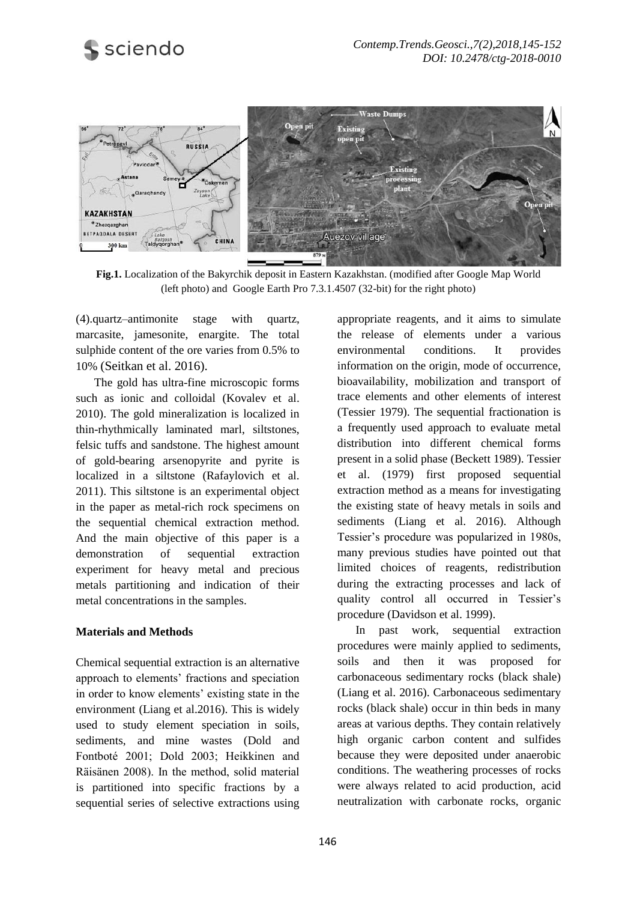**Fig.1.** Localization of the Bakyrchik deposit in Eastern Kazakhstan. (modified after Google Map World (left photo) and Google Earth Pro 7.3.1.4507 (32-bit) for the right photo)

(4).quartz–antimonite stage with quartz, marcasite, jamesonite, enargite. The total sulphide content of the ore varies from 0.5% to 10% (Seitkan et al. 2016).

The gold has ultra-fine microscopic forms such as ionic and colloidal (Kovalev et al. 2010). The gold mineralization is localized in thin-rhythmically laminated marl, siltstones, felsic tuffs and sandstone. The highest amount of gold-bearing arsenopyrite and pyrite is localized in a siltstone (Rafaylovich et al. 2011). This siltstone is an experimental object in the paper as metal-rich rock specimens on the sequential chemical extraction method. And the main objective of this paper is a demonstration of sequential extraction experiment for heavy metal and precious metals partitioning and indication of their metal concentrations in the samples.

## Materials and Methods

Chemical sequential extraction is an alternative approach to elements' fractions and speciation in order to know elements' existing state in the environment (Liang et al.2016). This is widely used to study element speciation in soils, sediments, and mine wastes (Dold and Fontboté 2001; Dold 2003; Heikkinen and Räisänen 2008). In the method, solid material is partitioned into specific fractions by a sequential series of selective extractions using appropriate reagents, and it aims to simulate the release of elements under a various environmental conditions. It provides information on the origin, mode of occurrence, bioavailability, mobilization and transport of trace elements and other elements of interest (Tessier 1979). The sequential fractionation is a frequently used approach to evaluate metal distribution into different chemical forms present in a solid phase (Beckett 1989). Tessier et al. (1979) first proposed sequential extraction method as a means for investigating the existing state of heavy metals in soils and sediments (Liang et al. 2016). Although Tessier's procedure was popularized in 1980s, many previous studies have pointed out that limited choices of reagents, redistribution during the extracting processes and lack of quality control all occurred in Tessier's procedure (Davidson et al. 1999).

In past work, sequential extraction procedures were mainly applied to sediments, soils and then it was proposed for carbonaceous sedimentary rocks (black shale) (Liang et al. 2016). Carbonaceous sedimentary rocks (black shale) occur in thin beds in many areas at various depths. They contain relatively high organic carbon content and sulfides because they were deposited under anaerobic conditions. The weathering processes of rocks were always related to acid production, acid neutralization with carbonate rocks, organic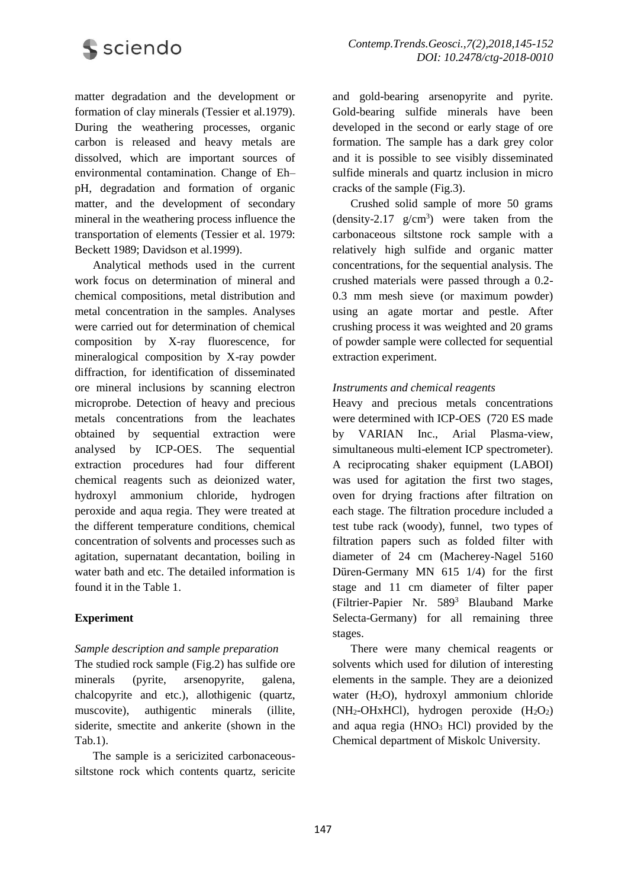matter degradation and the development or formation of clay minerals (Tessier et al.1979). During the weathering processes, organic carbon is released and heavy metals are dissolved, which are important sources of environmental contamination. Change of Eh–pH, degradation and formation of organic matter, and the development of secondary mineral in the weathering process influence the transportation of elements (Tessier et al. 1979: Beckett 1989; Davidson et al.1999).

Analytical methods used in the current work focus on determination of mineral and chemical compositions, metal distribution and metal concentration in the samples. Analyses were carried out for determination of chemical composition by X-ray fluorescence, for mineralogical composition by X-ray powder diffraction, for identification of disseminated ore mineral inclusions by scanning electron microprobe. Detection of heavy and precious metals concentrations from the leachates obtained by sequential extraction were analysed by ICP-OES. The sequential extraction procedures had four different chemical reagents such as deionized water, hydroxyl ammonium chloride, hydrogen peroxide and aqua regia. They were treated at the different temperature conditions, chemical concentration of solvents and processes such as agitation, supernatant decantation, boiling in water bath and etc. The detailed information is found it in the Table 1.

## Experiment

*Sample description and sample preparation*

The studied rock sample (Fig.2) has sulfide ore minerals (pyrite, arsenopyrite, galena, chalcopyrite and etc.), allothigenic (quartz, muscovite), authigentic minerals (illite, siderite, smectite and ankerite (shown in the Tab.1).

The sample is a sericizited carbonaceous-siltstone rock which contents quartz, sericite and gold-bearing arsenopyrite and pyrite. Gold-bearing sulfide minerals have been developed in the second or early stage of ore formation. The sample has a dark grey color and it is possible to see visibly disseminated sulfide minerals and quartz inclusion in micro cracks of the sample (Fig.3).

Crushed solid sample of more 50 grams (density-2.17 g/cm$^3$) were taken from the carbonaceous siltstone rock sample with a relatively high sulfide and organic matter concentrations, for the sequential analysis. The crushed materials were passed through a 0.2-0.3 mm mesh sieve (or maximum powder) using an agate mortar and pestle. After crushing process it was weighted and 20 grams of powder sample were collected for sequential extraction experiment.

*Instruments and chemical reagents*

Heavy and precious metals concentrations were determined with ICP-OES (720 ES made by VARIAN Inc., Arial Plasma-view, simultaneous multi-element ICP spectrometer). A reciprocating shaker equipment (LABOI) was used for agitation the first two stages, oven for drying fractions after filtration on each stage. The filtration procedure included a test tube rack (woody), funnel, two types of filtration papers such as folded filter with diameter of 24 cm (Macherey-Nagel 5160 Düren-Germany MN 615 1/4) for the first stage and 11 cm diameter of filter paper (Filtrier-Papier Nr. 589[3] Blauband Marke Selecta-Germany) for all remaining three stages.

There were many chemical reagents or solvents which used for dilution of interesting elements in the sample. They are a deionized water ($H_2O$), hydroxyl ammonium chloride ($NH_2$-OHxHCl), hydrogen peroxide ($H_2O_2$) and aqua regia ($HNO_3$ HCl) provided by the Chemical department of Miskolc University.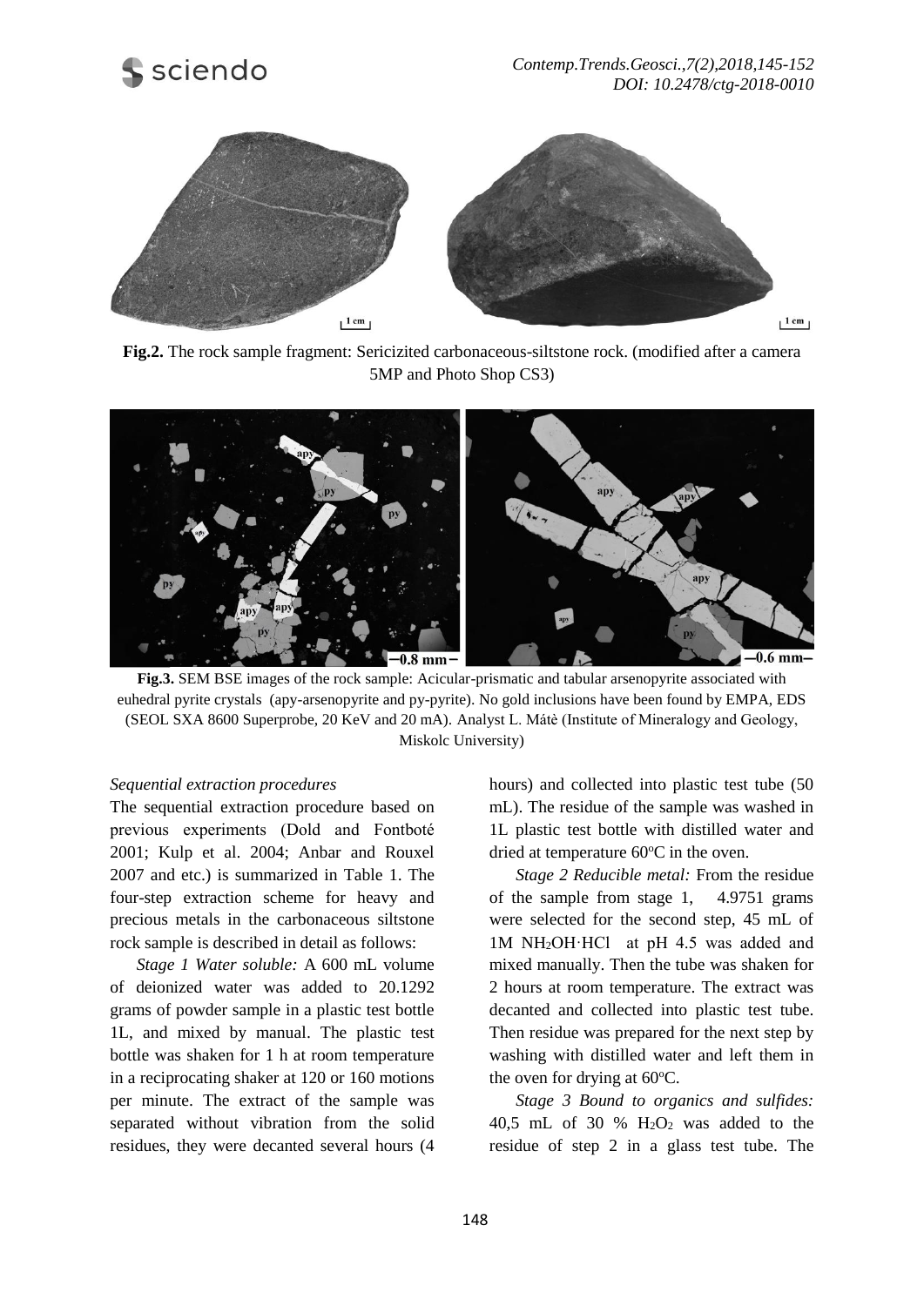**Fig.2.** The rock sample fragment: Sericizited carbonaceous-siltstone rock. (modified after a camera 5MP and Photo Shop CS3)

**Fig.3.** SEM BSE images of the rock sample: Acicular-prismatic and tabular arsenopyrite associated with euhedral pyrite crystals (apy-arsenopyrite and py-pyrite). No gold inclusions have been found by EMPA, EDS (SEOL SXA 8600 Superprobe, 20 KeV and 20 mA). Analyst L. Mátè (Institute of Mineralogy and Geology, Miskolc University)

*Sequential extraction procedures*

The sequential extraction procedure based on previous experiments (Dold and Fontboté 2001; Kulp et al. 2004; Anbar and Rouxel 2007 and etc.) is summarized in Table 1. The four-step extraction scheme for heavy and precious metals in the carbonaceous siltstone rock sample is described in detail as follows:

*Stage 1 Water soluble:* A 600 mL volume of deionized water was added to 20.1292 grams of powder sample in a plastic test bottle 1L, and mixed by manual. The plastic test bottle was shaken for 1 h at room temperature in a reciprocating shaker at 120 or 160 motions per minute. The extract of the sample was separated without vibration from the solid residues, they were decanted several hours (4 hours) and collected into plastic test tube (50 mL). The residue of the sample was washed in 1L plastic test bottle with distilled water and dried at temperature 60°C in the oven.

*Stage 2 Reducible metal:* From the residue of the sample from stage 1, 4.9751 grams were selected for the second step, 45 mL of 1M $NH_2OH \cdot HCl$ at pH 4.5 was added and mixed manually. Then the tube was shaken for 2 hours at room temperature. The extract was decanted and collected into plastic test tube. Then residue was prepared for the next step by washing with distilled water and left them in the oven for drying at 60°C.

*Stage 3 Bound to organics and sulfides:* 40,5 mL of 30 % $H_2O_2$ was added to the residue of step 2 in a glass test tube. The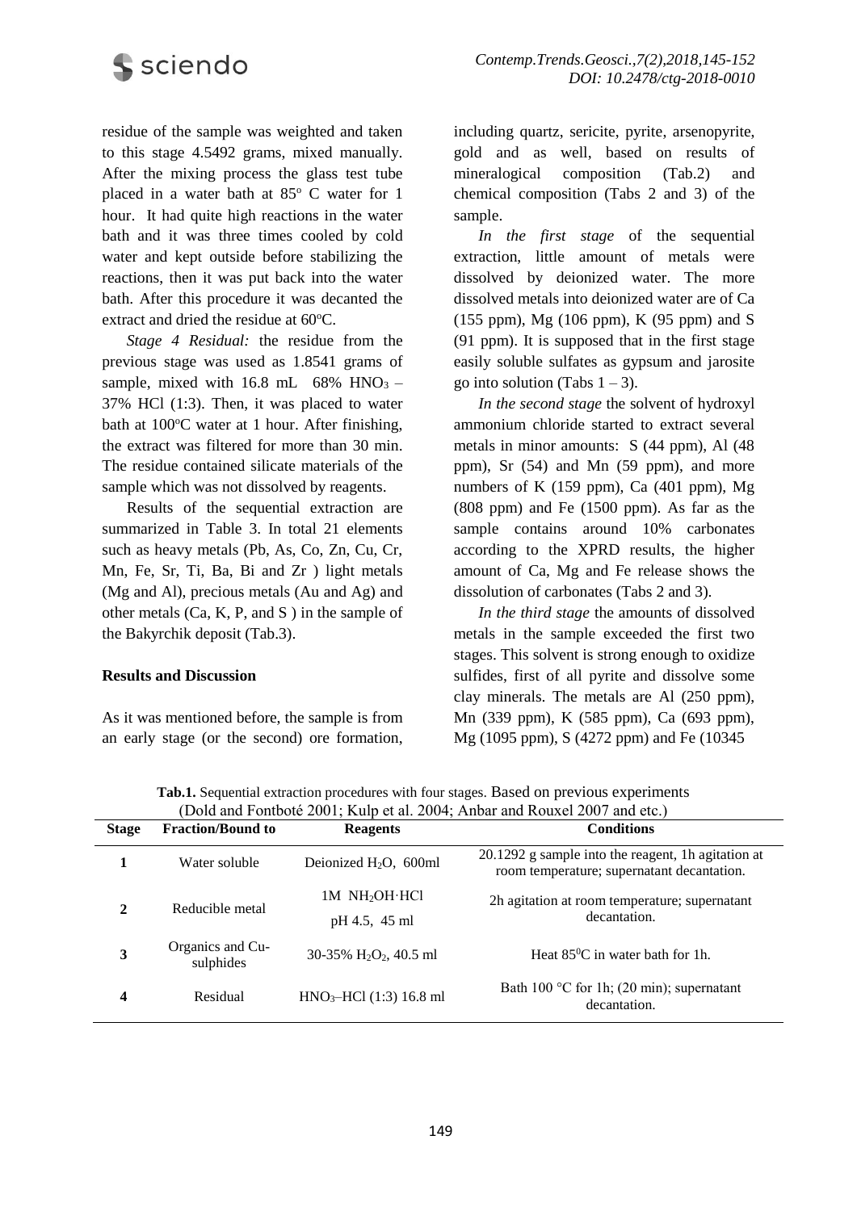residue of the sample was weighted and taken to this stage 4.5492 grams, mixed manually. After the mixing process the glass test tube placed in a water bath at 85° C water for 1 hour. It had quite high reactions in the water bath and it was three times cooled by cold water and kept outside before stabilizing the reactions, then it was put back into the water bath. After this procedure it was decanted the extract and dried the residue at 60°C.

*Stage 4 Residual:* the residue from the previous stage was used as 1.8541 grams of sample, mixed with 16.8 mL 68% $HNO_3$ – 37% HCl (1:3). Then, it was placed to water bath at 100°C water at 1 hour. After finishing, the extract was filtered for more than 30 min. The residue contained silicate materials of the sample which was not dissolved by reagents.

Results of the sequential extraction are summarized in Table 3. In total 21 elements such as heavy metals (Pb, As, Co, Zn, Cu, Cr, Mn, Fe, Sr, Ti, Ba, Bi and Zr ) light metals (Mg and Al), precious metals (Au and Ag) and other metals (Ca, K, P, and S ) in the sample of the Bakyrchik deposit (Tab.3).

**Results and Discussion**

As it was mentioned before, the sample is from an early stage (or the second) ore formation, including quartz, sericite, pyrite, arsenopyrite, gold and as well, based on results of mineralogical composition (Tab.2) and chemical composition (Tabs 2 and 3) of the sample.

*In the first stage* of the sequential extraction, little amount of metals were dissolved by deionized water. The more dissolved metals into deionized water are of Ca (155 ppm), Mg (106 ppm), K (95 ppm) and S (91 ppm). It is supposed that in the first stage easily soluble sulfates as gypsum and jarosite go into solution (Tabs 1 – 3).

*In the second stage* the solvent of hydroxyl ammonium chloride started to extract several metals in minor amounts: S (44 ppm), Al (48 ppm), Sr (54) and Mn (59 ppm), and more numbers of K (159 ppm), Ca (401 ppm), Mg (808 ppm) and Fe (1500 ppm). As far as the sample contains around 10% carbonates according to the XPRD results, the higher amount of Ca, Mg and Fe release shows the dissolution of carbonates (Tabs 2 and 3).

*In the third stage* the amounts of dissolved metals in the sample exceeded the first two stages. This solvent is strong enough to oxidize sulfides, first of all pyrite and dissolve some clay minerals. The metals are Al (250 ppm), Mn (339 ppm), K (585 ppm), Ca (693 ppm), Mg (1095 ppm), S (4272 ppm) and Fe (10345

**Tab.1.** Sequential extraction procedures with four stages. Based on previous experiments (Dold and Fontboté 2001; Kulp et al. 2004; Anbar and Rouxel 2007 and etc.)

| Stage | Fraction/Bound to | Reagents | Conditions |
|---|---|---|---|
| 1 | Water soluble | Deionized $H_2O$, 600ml | 20.1292 g sample into the reagent, 1h agitation at room temperature; supernatant decantation. |
| 2 | Reducible metal | 1M $NH_2OH \cdot HCl$ pH 4.5, 45 ml | 2h agitation at room temperature; supernatant decantation. |
| 3 | Organics and Cu-sulphides | 30-35% $H_2O_2$, 40.5 ml | Heat 85°C in water bath for 1h. |
| 4 | Residual | $HNO_3$–HCl (1:3) 16.8 ml | Bath 100 °C for 1h; (20 min); supernatant decantation. |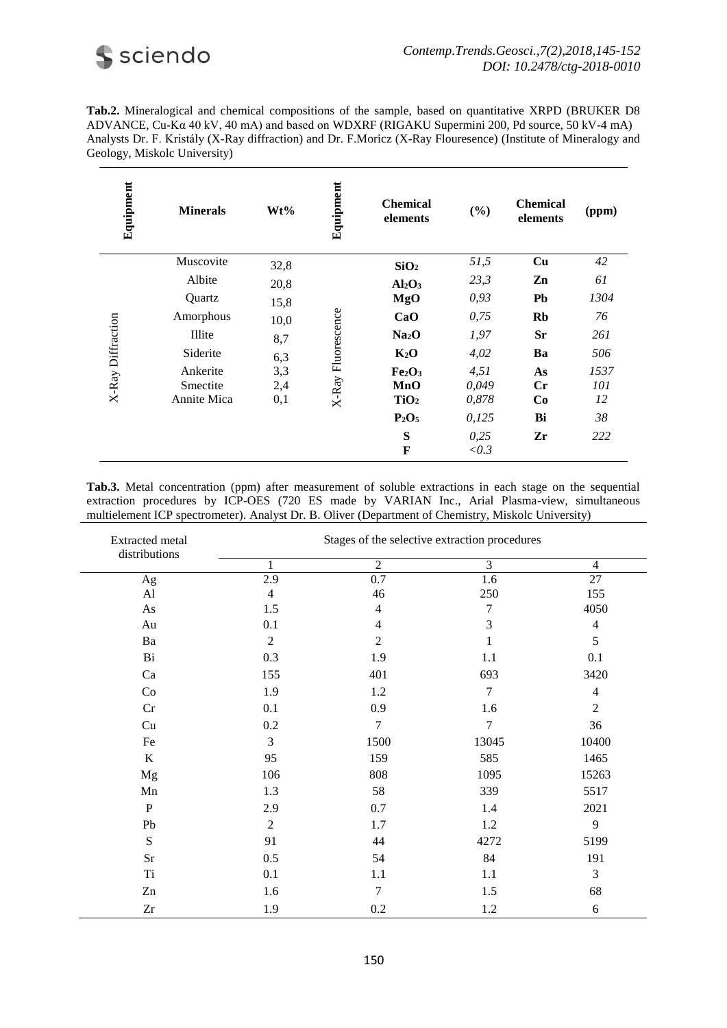**Tab.2.** Mineralogical and chemical compositions of the sample, based on quantitative XRPD (BRUKER D8 ADVANCE, Cu-Kα 40 kV, 40 mA) and based on WDXRF (RIGAKU Supermini 200, Pd source, 50 kV-4 mA) Analysts Dr. F. Kristály (X-Ray diffraction) and Dr. F.Moricz (X-Ray Flouresence) (Institute of Mineralogy and Geology, Miskolc University)

| Equipment | Minerals | Wt% | Equipment | Chemical elements | (%) | Chemical elements | (ppm) |
|---|---|---|---|---|---|---|---|
| X-Ray Diffraction | Muscovite | 32,8 | X-Ray Fluorescence | $SiO_2$ | *51,5* | Cu | *42* |
| | Albite | 20,8 | | $Al_2O_3$ | *23,3* | Zn | *61* |
| | Quartz | 15,8 | | MgO | *0,93* | Pb | *1304* |
| | Amorphous | 10,0 | | CaO | *0,75* | Rb | *76* |
| | Illite | 8,7 | | $Na_2O$ | *1,97* | Sr | *261* |
| | Siderite | 6,3 | | $K_2O$ | *4,02* | Ba | *506* |
| | Ankerite | 3,3 | | $Fe_2O_3$ | *4,51* | As | *1537* |
| | Smectite | 2,4 | | MnO | *0,049* | Cr | *101* |
| | Annite Mica | 0,1 | | $TiO_2$ | *0,878* | Co | *12* |
| | | | | $P_2O_5$ | *0,125* | Bi | *38* |
| | | | | S | *0,25* | Zr | *222* |
| | | | | F | *<0.3* | | |

**Tab.3.** Metal concentration (ppm) after measurement of soluble extractions in each stage on the sequential extraction procedures by ICP-OES (720 ES made by VARIAN Inc., Arial Plasma-view, simultaneous multielement ICP spectrometer). Analyst Dr. B. Oliver (Department of Chemistry, Miskolc University)

| Extracted metal distributions | Stages of the selective extraction procedures | | | |
|---|---|---|---|---|
| | 1 | 2 | 3 | 4 |
| Ag | 2.9 | 0.7 | 1.6 | 27 |
| Al | 4 | 46 | 250 | 155 |
| As | 1.5 | 4 | 7 | 4050 |
| Au | 0.1 | 4 | 3 | 4 |
| Ba | 2 | 2 | 1 | 5 |
| Bi | 0.3 | 1.9 | 1.1 | 0.1 |
| Ca | 155 | 401 | 693 | 3420 |
| Co | 1.9 | 1.2 | 7 | 4 |
| Cr | 0.1 | 0.9 | 1.6 | 2 |
| Cu | 0.2 | 7 | 7 | 36 |
| Fe | 3 | 1500 | 13045 | 10400 |
| K | 95 | 159 | 585 | 1465 |
| Mg | 106 | 808 | 1095 | 15263 |
| Mn | 1.3 | 58 | 339 | 5517 |
| P | 2.9 | 0.7 | 1.4 | 2021 |
| Pb | 2 | 1.7 | 1.2 | 9 |
| S | 91 | 44 | 4272 | 5199 |
| Sr | 0.5 | 54 | 84 | 191 |
| Ti | 0.1 | 1.1 | 1.1 | 3 |
| Zn | 1.6 | 7 | 1.5 | 68 |
| Zr | 1.9 | 0.2 | 1.2 | 6 |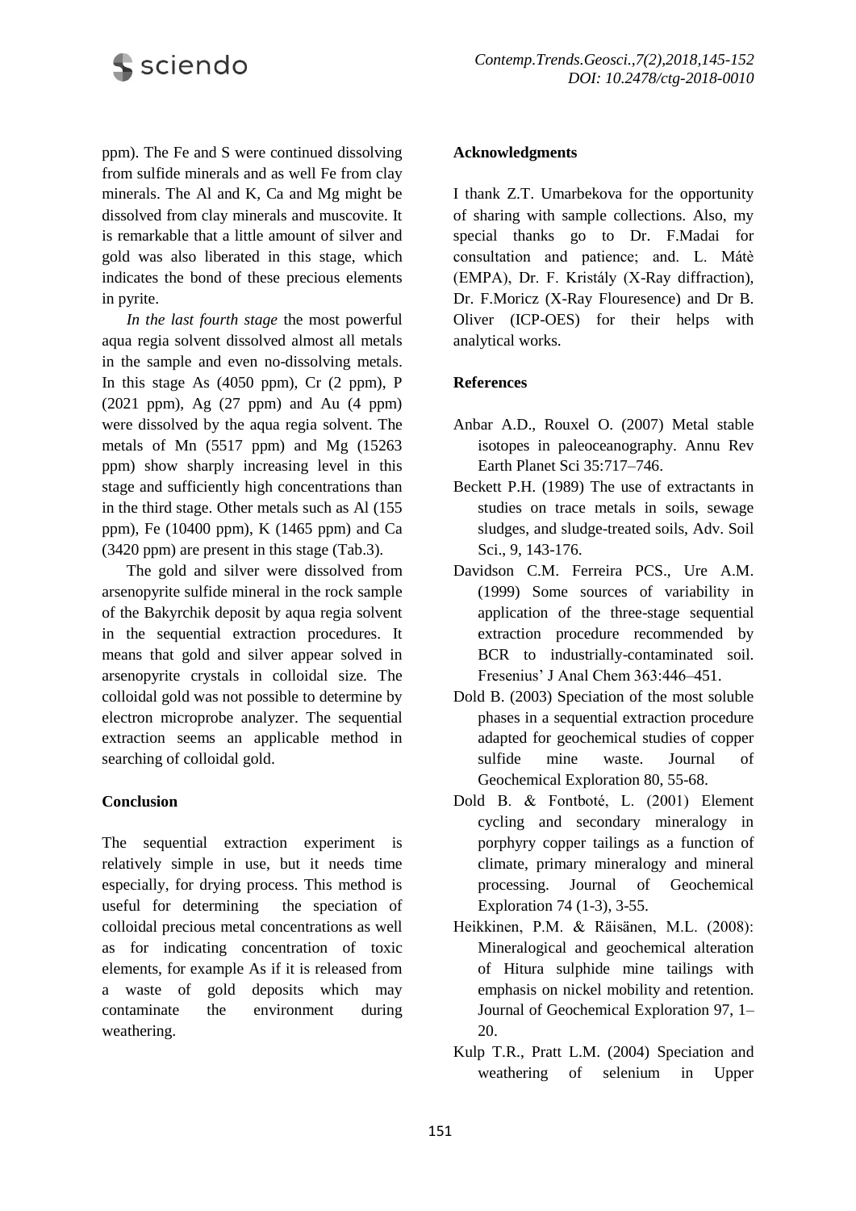ppm). The Fe and S were continued dissolving from sulfide minerals and as well Fe from clay minerals. The Al and K, Ca and Mg might be dissolved from clay minerals and muscovite. It is remarkable that a little amount of silver and gold was also liberated in this stage, which indicates the bond of these precious elements in pyrite.

*In the last fourth stage* the most powerful aqua regia solvent dissolved almost all metals in the sample and even no-dissolving metals. In this stage As (4050 ppm), Cr (2 ppm), P (2021 ppm), Ag (27 ppm) and Au (4 ppm) were dissolved by the aqua regia solvent. The metals of Mn (5517 ppm) and Mg (15263 ppm) show sharply increasing level in this stage and sufficiently high concentrations than in the third stage. Other metals such as Al (155 ppm), Fe (10400 ppm), K (1465 ppm) and Ca (3420 ppm) are present in this stage (Tab.3).

The gold and silver were dissolved from arsenopyrite sulfide mineral in the rock sample of the Bakyrchik deposit by aqua regia solvent in the sequential extraction procedures. It means that gold and silver appear solved in arsenopyrite crystals in colloidal size. The colloidal gold was not possible to determine by electron microprobe analyzer. The sequential extraction seems an applicable method in searching of colloidal gold.

## Conclusion

The sequential extraction experiment is relatively simple in use, but it needs time especially, for drying process. This method is useful for determining the speciation of colloidal precious metal concentrations as well as for indicating concentration of toxic elements, for example As if it is released from a waste of gold deposits which may contaminate the environment during weathering.

## Acknowledgments

I thank Z.T. Umarbekova for the opportunity of sharing with sample collections. Also, my special thanks go to Dr. F.Madai for consultation and patience; and. L. Mátè (EMPA), Dr. F. Kristály (X-Ray diffraction), Dr. F.Moricz (X-Ray Flouresence) and Dr B. Oliver (ICP-OES) for their helps with analytical works.

## References

Anbar A.D., Rouxel O. (2007) Metal stable isotopes in paleoceanography. Annu Rev Earth Planet Sci 35:717–746.

Beckett P.H. (1989) The use of extractants in studies on trace metals in soils, sewage sludges, and sludge-treated soils, Adv. Soil Sci., 9, 143-176.

Davidson C.M. Ferreira PCS., Ure A.M. (1999) Some sources of variability in application of the three-stage sequential extraction procedure recommended by BCR to industrially-contaminated soil. Fresenius' J Anal Chem 363:446–451.

Dold B. (2003) Speciation of the most soluble phases in a sequential extraction procedure adapted for geochemical studies of copper sulfide mine waste. Journal of Geochemical Exploration 80, 55-68.

Dold B. & Fontboté, L. (2001) Element cycling and secondary mineralogy in porphyry copper tailings as a function of climate, primary mineralogy and mineral processing. Journal of Geochemical Exploration 74 (1-3), 3-55.

Heikkinen, P.M. & Räisänen, M.L. (2008): Mineralogical and geochemical alteration of Hitura sulphide mine tailings with emphasis on nickel mobility and retention. Journal of Geochemical Exploration 97, 1–20.

Kulp T.R., Pratt L.M. (2004) Speciation and weathering of selenium in Upper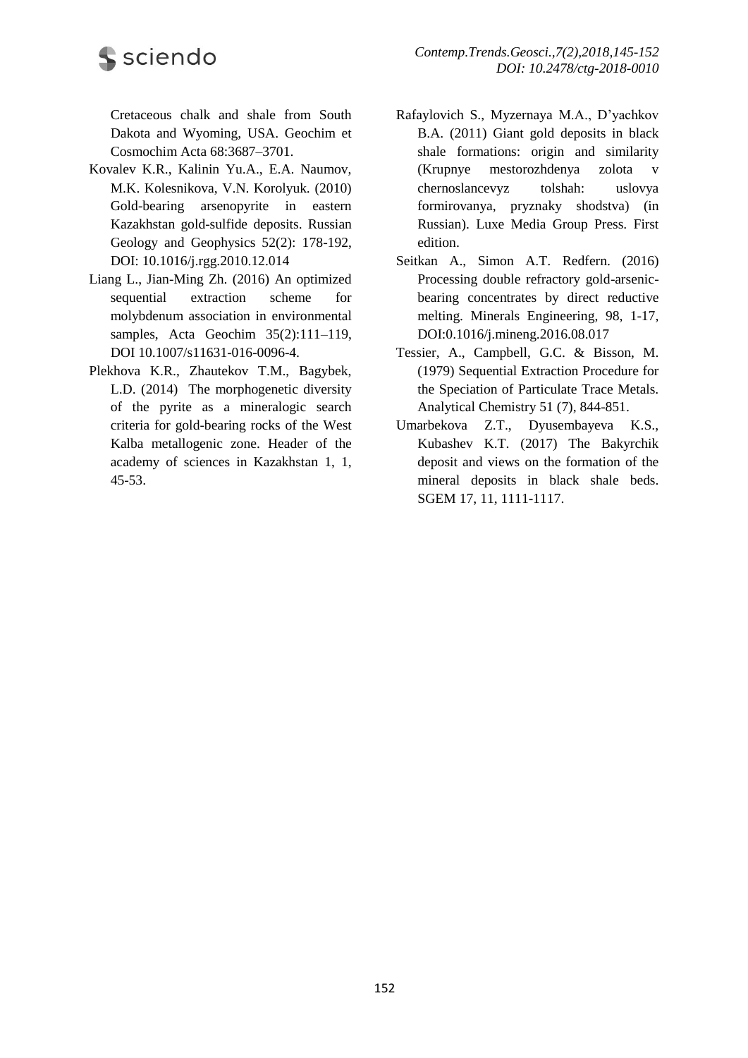Cretaceous chalk and shale from South Dakota and Wyoming, USA. Geochim et Cosmochim Acta 68:3687–3701.

Kovalev K.R., Kalinin Yu.A., E.A. Naumov, M.K. Kolesnikova, V.N. Korolyuk. (2010) Gold-bearing arsenopyrite in eastern Kazakhstan gold-sulfide deposits. Russian Geology and Geophysics 52(2): 178-192, DOI: 10.1016/j.rgg.2010.12.014

Liang L., Jian-Ming Zh. (2016) An optimized sequential extraction scheme for molybdenum association in environmental samples, Acta Geochim 35(2):111–119, DOI 10.1007/s11631-016-0096-4.

Plekhova K.R., Zhautekov T.M., Bagybek, L.D. (2014) The morphogenetic diversity of the pyrite as a mineralogic search criteria for gold-bearing rocks of the West Kalba metallogenic zone. Header of the academy of sciences in Kazakhstan 1, 1, 45-53.

Rafaylovich S., Myzernaya M.A., D'yachkov B.A. (2011) Giant gold deposits in black shale formations: origin and similarity (Krupnye mestorozhdenya zolota v chernoslancevyz tolshah: uslovya formirovanya, pryznaky shodstva) (in Russian). Luxe Media Group Press. First edition.

Seitkan A., Simon A.T. Redfern. (2016) Processing double refractory gold-arsenic-bearing concentrates by direct reductive melting. Minerals Engineering, 98, 1-17, DOI:0.1016/j.mineng.2016.08.017

Tessier, A., Campbell, G.C. & Bisson, M. (1979) Sequential Extraction Procedure for the Speciation of Particulate Trace Metals. Analytical Chemistry 51 (7), 844-851.

Umarbekova Z.T., Dyusembayeva K.S., Kubashev K.T. (2017) The Bakyrchik deposit and views on the formation of the mineral deposits in black shale beds. SGEM 17, 11, 1111-1117.